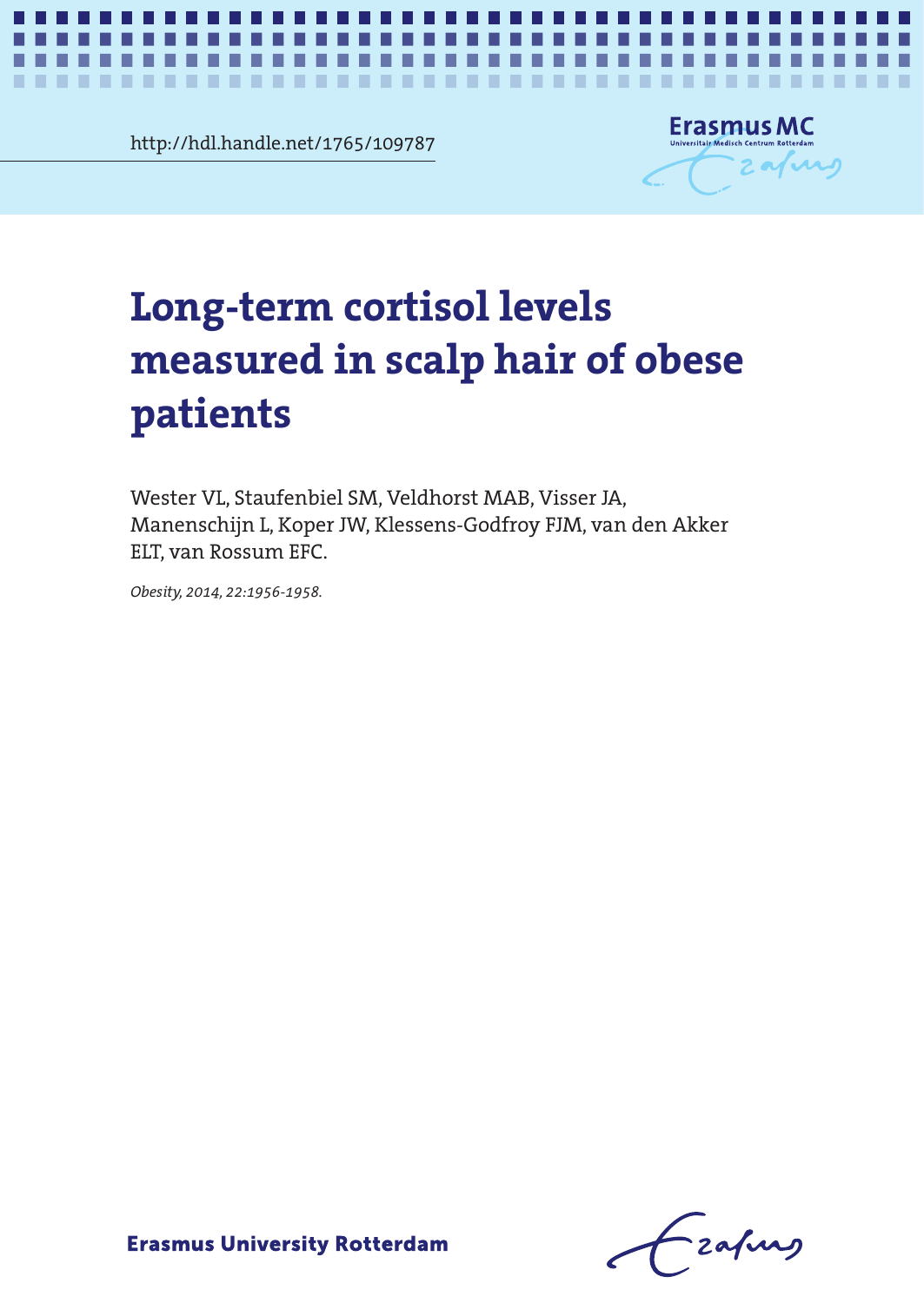http://hdl.handle.net/1765/109787

# Long-term cortisol levels measured in scalp hair of obese patients

Wester VL, Staufenbiel SM, Veldhorst MAB, Visser JA, Manenschijn L, Koper JW, Klessens-Godfroy FJM, van den Akker ELT, van Rossum EFC.

*Obesity, 2014, 22:1956-1958.*

**Erasmus University Rotterdam**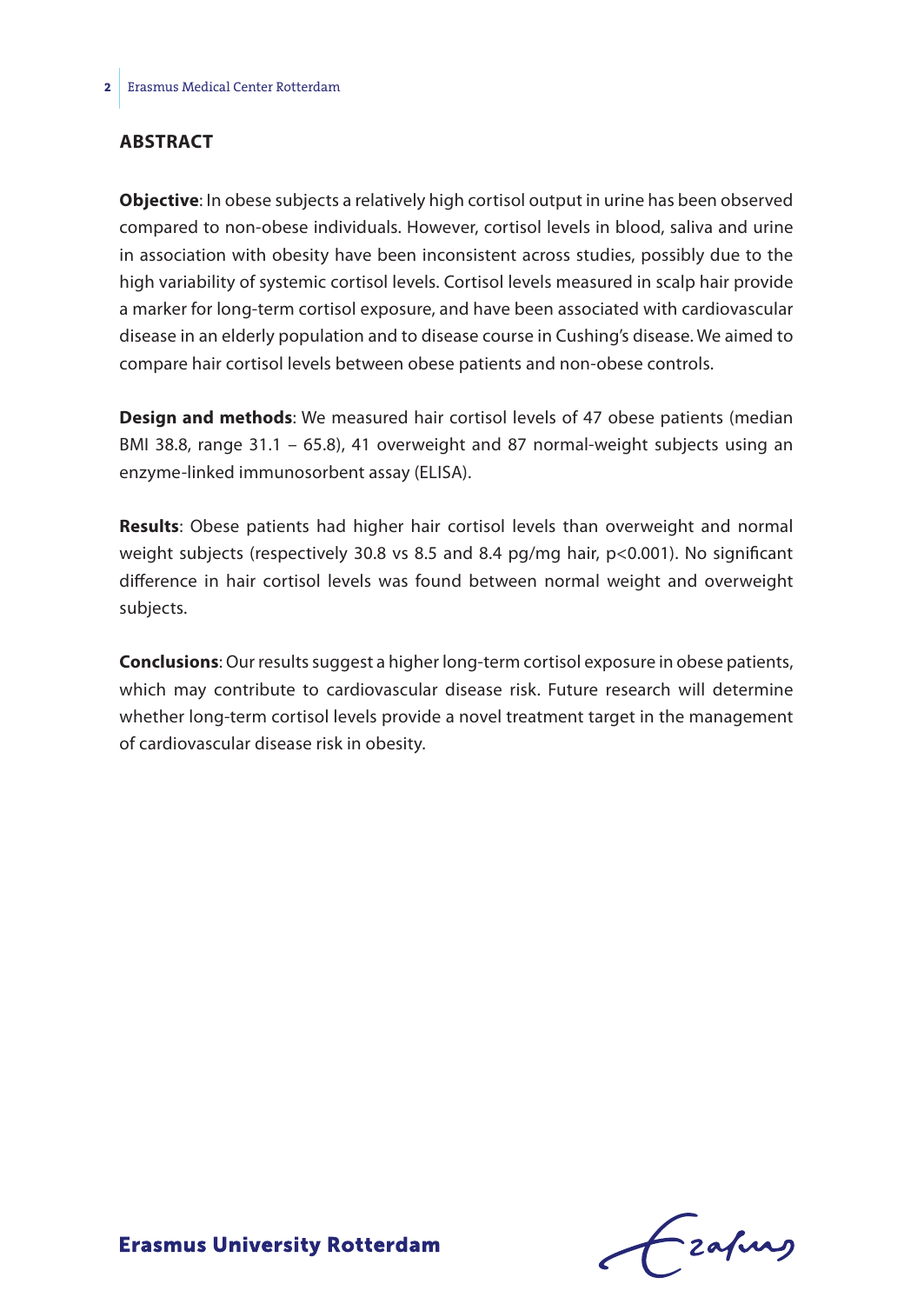## ABSTRACT

**Objective**: In obese subjects a relatively high cortisol output in urine has been observed compared to non-obese individuals. However, cortisol levels in blood, saliva and urine in association with obesity have been inconsistent across studies, possibly due to the high variability of systemic cortisol levels. Cortisol levels measured in scalp hair provide a marker for long-term cortisol exposure, and have been associated with cardiovascular disease in an elderly population and to disease course in Cushing's disease. We aimed to compare hair cortisol levels between obese patients and non-obese controls.

**Design and methods**: We measured hair cortisol levels of 47 obese patients (median BMI 38.8, range 31.1 – 65.8), 41 overweight and 87 normal-weight subjects using an enzyme-linked immunosorbent assay (ELISA).

**Results**: Obese patients had higher hair cortisol levels than overweight and normal weight subjects (respectively 30.8 vs 8.5 and 8.4 pg/mg hair, $p<0.001$). No significant difference in hair cortisol levels was found between normal weight and overweight subjects.

**Conclusions**: Our results suggest a higher long-term cortisol exposure in obese patients, which may contribute to cardiovascular disease risk. Future research will determine whether long-term cortisol levels provide a novel treatment target in the management of cardiovascular disease risk in obesity.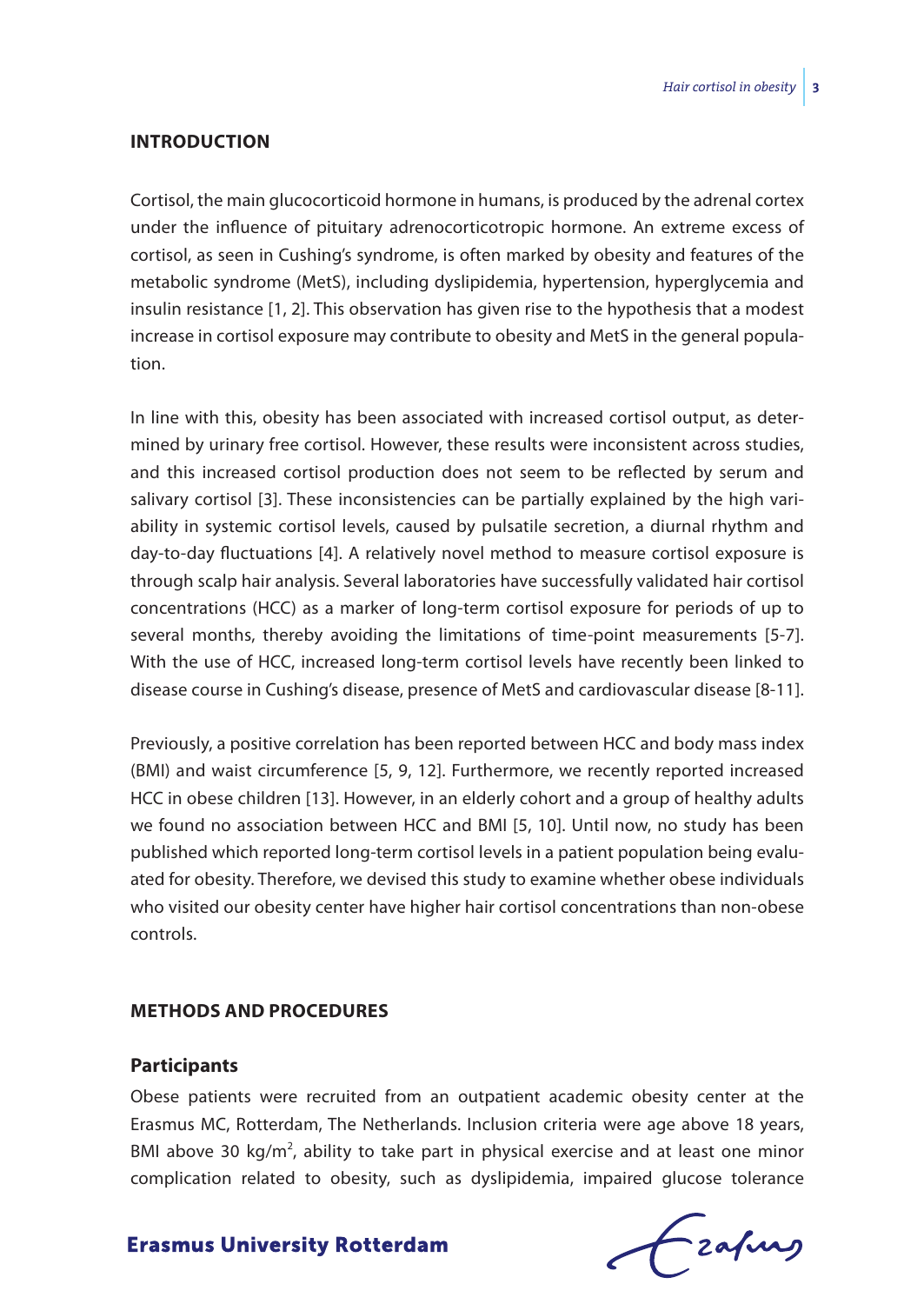## INTRODUCTION

Cortisol, the main glucocorticoid hormone in humans, is produced by the adrenal cortex under the influence of pituitary adrenocorticotropic hormone. An extreme excess of cortisol, as seen in Cushing's syndrome, is often marked by obesity and features of the metabolic syndrome (MetS), including dyslipidemia, hypertension, hyperglycemia and insulin resistance [1, 2]. This observation has given rise to the hypothesis that a modest increase in cortisol exposure may contribute to obesity and MetS in the general population.

In line with this, obesity has been associated with increased cortisol output, as determined by urinary free cortisol. However, these results were inconsistent across studies, and this increased cortisol production does not seem to be reflected by serum and salivary cortisol [3]. These inconsistencies can be partially explained by the high variability in systemic cortisol levels, caused by pulsatile secretion, a diurnal rhythm and day-to-day fluctuations [4]. A relatively novel method to measure cortisol exposure is through scalp hair analysis. Several laboratories have successfully validated hair cortisol concentrations (HCC) as a marker of long-term cortisol exposure for periods of up to several months, thereby avoiding the limitations of time-point measurements [5-7]. With the use of HCC, increased long-term cortisol levels have recently been linked to disease course in Cushing's disease, presence of MetS and cardiovascular disease [8-11].

Previously, a positive correlation has been reported between HCC and body mass index (BMI) and waist circumference [5, 9, 12]. Furthermore, we recently reported increased HCC in obese children [13]. However, in an elderly cohort and a group of healthy adults we found no association between HCC and BMI [5, 10]. Until now, no study has been published which reported long-term cortisol levels in a patient population being evaluated for obesity. Therefore, we devised this study to examine whether obese individuals who visited our obesity center have higher hair cortisol concentrations than non-obese controls.

## METHODS AND PROCEDURES

### Participants

Obese patients were recruited from an outpatient academic obesity center at the Erasmus MC, Rotterdam, The Netherlands. Inclusion criteria were age above 18 years, BMI above 30 kg/m$^2$, ability to take part in physical exercise and at least one minor complication related to obesity, such as dyslipidemia, impaired glucose tolerance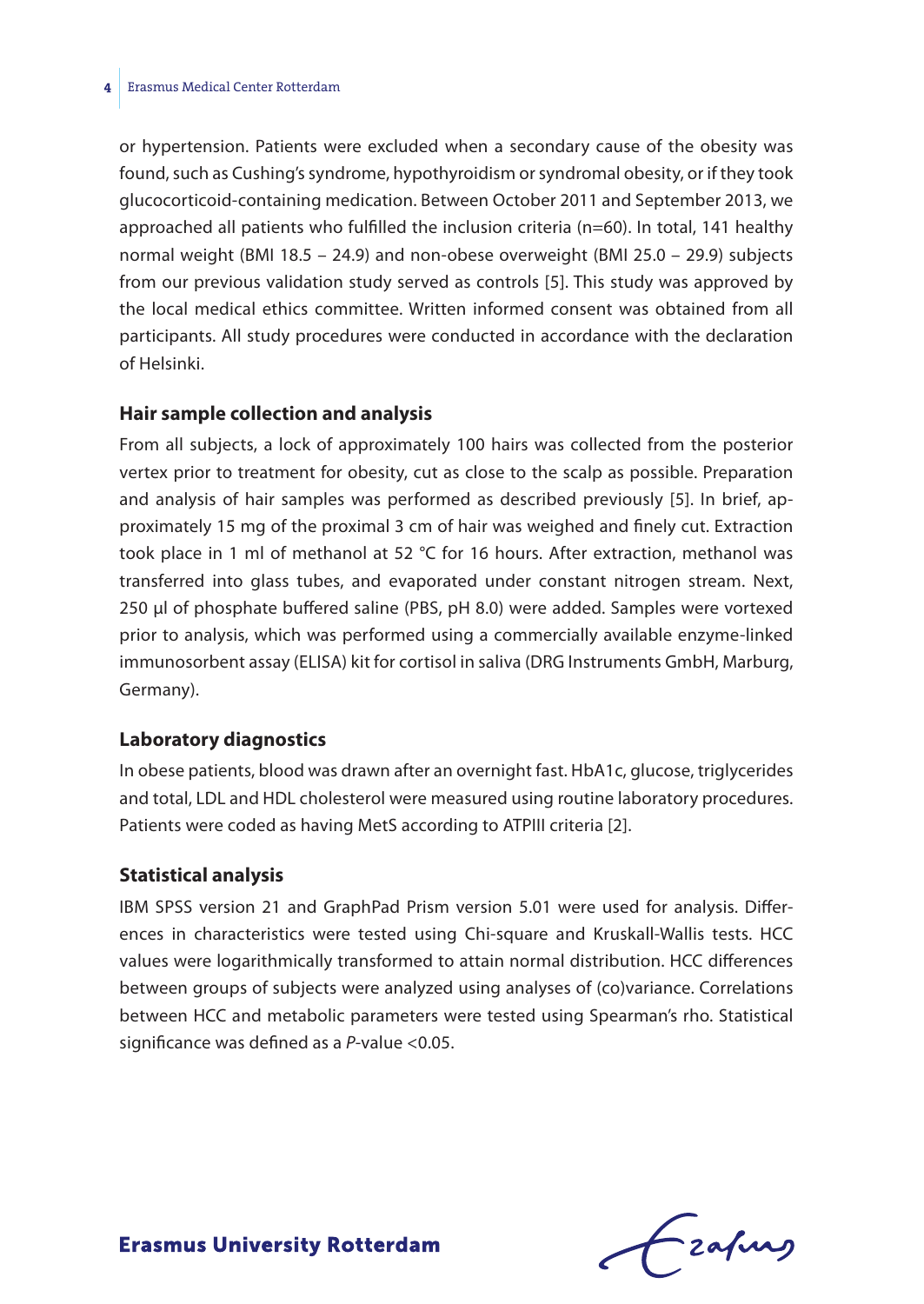or hypertension. Patients were excluded when a secondary cause of the obesity was found, such as Cushing's syndrome, hypothyroidism or syndromal obesity, or if they took glucocorticoid-containing medication. Between October 2011 and September 2013, we approached all patients who fulfilled the inclusion criteria (n=60). In total, 141 healthy normal weight (BMI 18.5 – 24.9) and non-obese overweight (BMI 25.0 – 29.9) subjects from our previous validation study served as controls [5]. This study was approved by the local medical ethics committee. Written informed consent was obtained from all participants. All study procedures were conducted in accordance with the declaration of Helsinki.

### Hair sample collection and analysis

From all subjects, a lock of approximately 100 hairs was collected from the posterior vertex prior to treatment for obesity, cut as close to the scalp as possible. Preparation and analysis of hair samples was performed as described previously [5]. In brief, approximately 15 mg of the proximal 3 cm of hair was weighed and finely cut. Extraction took place in 1 ml of methanol at 52 °C for 16 hours. After extraction, methanol was transferred into glass tubes, and evaporated under constant nitrogen stream. Next, 250 µl of phosphate buffered saline (PBS, pH 8.0) were added. Samples were vortexed prior to analysis, which was performed using a commercially available enzyme-linked immunosorbent assay (ELISA) kit for cortisol in saliva (DRG Instruments GmbH, Marburg, Germany).

### Laboratory diagnostics

In obese patients, blood was drawn after an overnight fast. HbA1c, glucose, triglycerides and total, LDL and HDL cholesterol were measured using routine laboratory procedures. Patients were coded as having MetS according to ATPIII criteria [2].

### Statistical analysis

IBM SPSS version 21 and GraphPad Prism version 5.01 were used for analysis. Differences in characteristics were tested using Chi-square and Kruskall-Wallis tests. HCC values were logarithmically transformed to attain normal distribution. HCC differences between groups of subjects were analyzed using analyses of (co)variance. Correlations between HCC and metabolic parameters were tested using Spearman's rho. Statistical significance was defined as a *P*-value <0.05.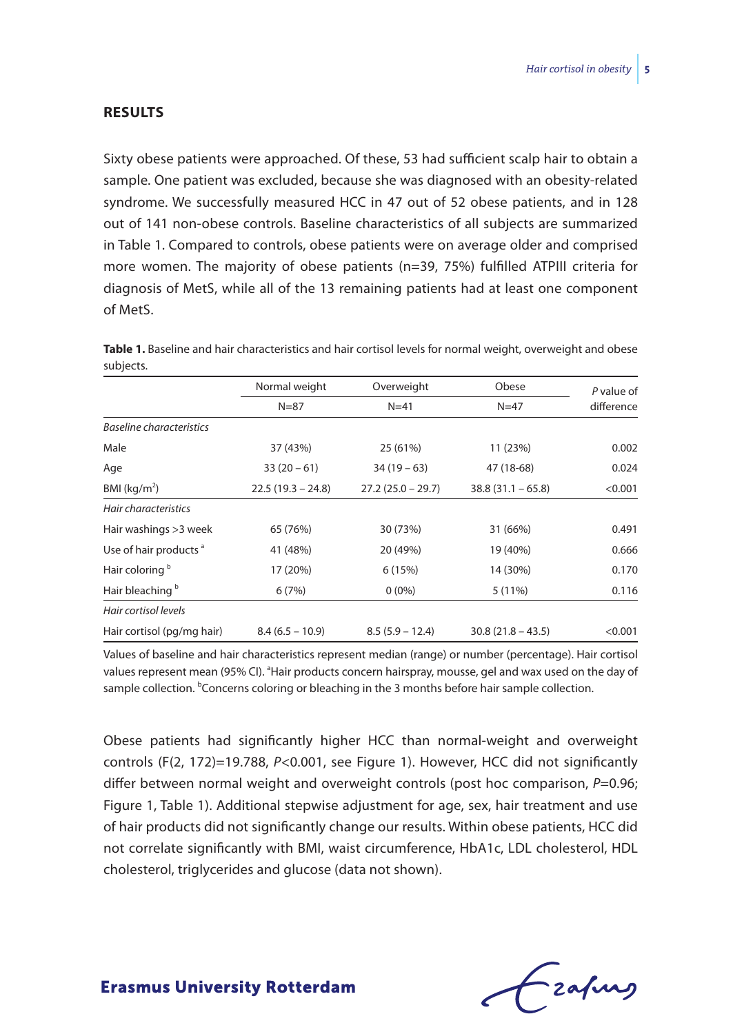## RESULTS

Sixty obese patients were approached. Of these, 53 had sufficient scalp hair to obtain a sample. One patient was excluded, because she was diagnosed with an obesity-related syndrome. We successfully measured HCC in 47 out of 52 obese patients, and in 128 out of 141 non-obese controls. Baseline characteristics of all subjects are summarized in Table 1. Compared to controls, obese patients were on average older and comprised more women. The majority of obese patients (n=39, 75%) fulfilled ATPIII criteria for diagnosis of MetS, while all of the 13 remaining patients had at least one component of MetS.

**Table 1.** Baseline and hair characteristics and hair cortisol levels for normal weight, overweight and obese subjects.

| | Normal weight | Overweight | Obese | *P* value of difference |
|---|---|---|---|---|
| | N=87 | N=41 | N=47 | |
| *Baseline characteristics* | | | | |
| Male | 37 (43%) | 25 (61%) | 11 (23%) | 0.002 |
| Age | 33 (20 – 61) | 34 (19 – 63) | 47 (18-68) | 0.024 |
| BMI (kg/m$^2$) | 22.5 (19.3 – 24.8) | 27.2 (25.0 – 29.7) | 38.8 (31.1 – 65.8) | <0.001 |
| *Hair characteristics* | | | | |
| Hair washings >3 week | 65 (76%) | 30 (73%) | 31 (66%) | 0.491 |
| Use of hair products [a] | 41 (48%) | 20 (49%) | 19 (40%) | 0.666 |
| Hair coloring [b] | 17 (20%) | 6 (15%) | 14 (30%) | 0.170 |
| Hair bleaching [b] | 6 (7%) | 0 (0%) | 5 (11%) | 0.116 |
| *Hair cortisol levels* | | | | |
| Hair cortisol (pg/mg hair) | 8.4 (6.5 – 10.9) | 8.5 (5.9 – 12.4) | 30.8 (21.8 – 43.5) | <0.001 |

Values of baseline and hair characteristics represent median (range) or number (percentage). Hair cortisol values represent mean (95% CI). [a]Hair products concern hairspray, mousse, gel and wax used on the day of sample collection. [b]Concerns coloring or bleaching in the 3 months before hair sample collection.

Obese patients had significantly higher HCC than normal-weight and overweight controls ($F(2, 172)=19.788$, $P<0.001$, see Figure 1). However, HCC did not significantly differ between normal weight and overweight controls (post hoc comparison, $P=0.96$; Figure 1, Table 1). Additional stepwise adjustment for age, sex, hair treatment and use of hair products did not significantly change our results. Within obese patients, HCC did not correlate significantly with BMI, waist circumference, HbA1c, LDL cholesterol, HDL cholesterol, triglycerides and glucose (data not shown).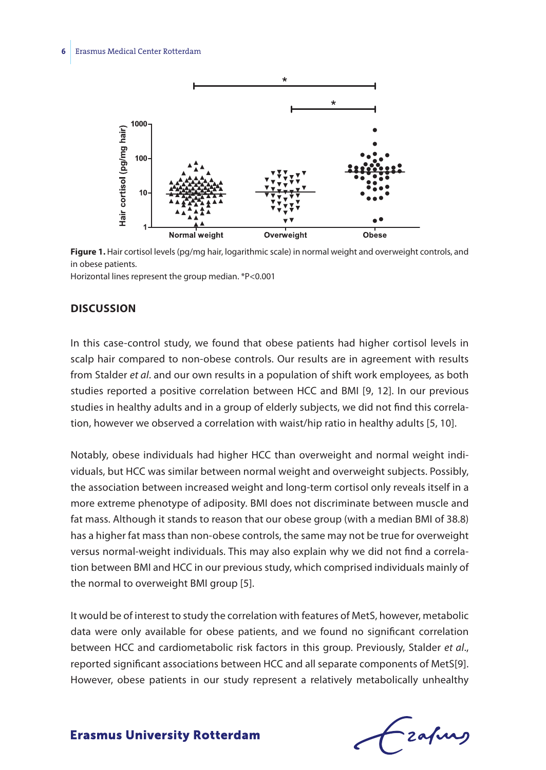Figure 1. Hair cortisol levels (pg/mg hair, logarithmic scale) in normal weight and overweight controls, and in obese patients.
Horizontal lines represent the group median. *P<0.001

## DISCUSSION

In this case-control study, we found that obese patients had higher cortisol levels in scalp hair compared to non-obese controls. Our results are in agreement with results from Stalder *et al*. and our own results in a population of shift work employees, as both studies reported a positive correlation between HCC and BMI [9, 12]. In our previous studies in healthy adults and in a group of elderly subjects, we did not find this correlation, however we observed a correlation with waist/hip ratio in healthy adults [5, 10].

Notably, obese individuals had higher HCC than overweight and normal weight individuals, but HCC was similar between normal weight and overweight subjects. Possibly, the association between increased weight and long-term cortisol only reveals itself in a more extreme phenotype of adiposity. BMI does not discriminate between muscle and fat mass. Although it stands to reason that our obese group (with a median BMI of 38.8) has a higher fat mass than non-obese controls, the same may not be true for overweight versus normal-weight individuals. This may also explain why we did not find a correlation between BMI and HCC in our previous study, which comprised individuals mainly of the normal to overweight BMI group [5].

It would be of interest to study the correlation with features of MetS, however, metabolic data were only available for obese patients, and we found no significant correlation between HCC and cardiometabolic risk factors in this group. Previously, Stalder *et al*., reported significant associations between HCC and all separate components of MetS[9]. However, obese patients in our study represent a relatively metabolically unhealthy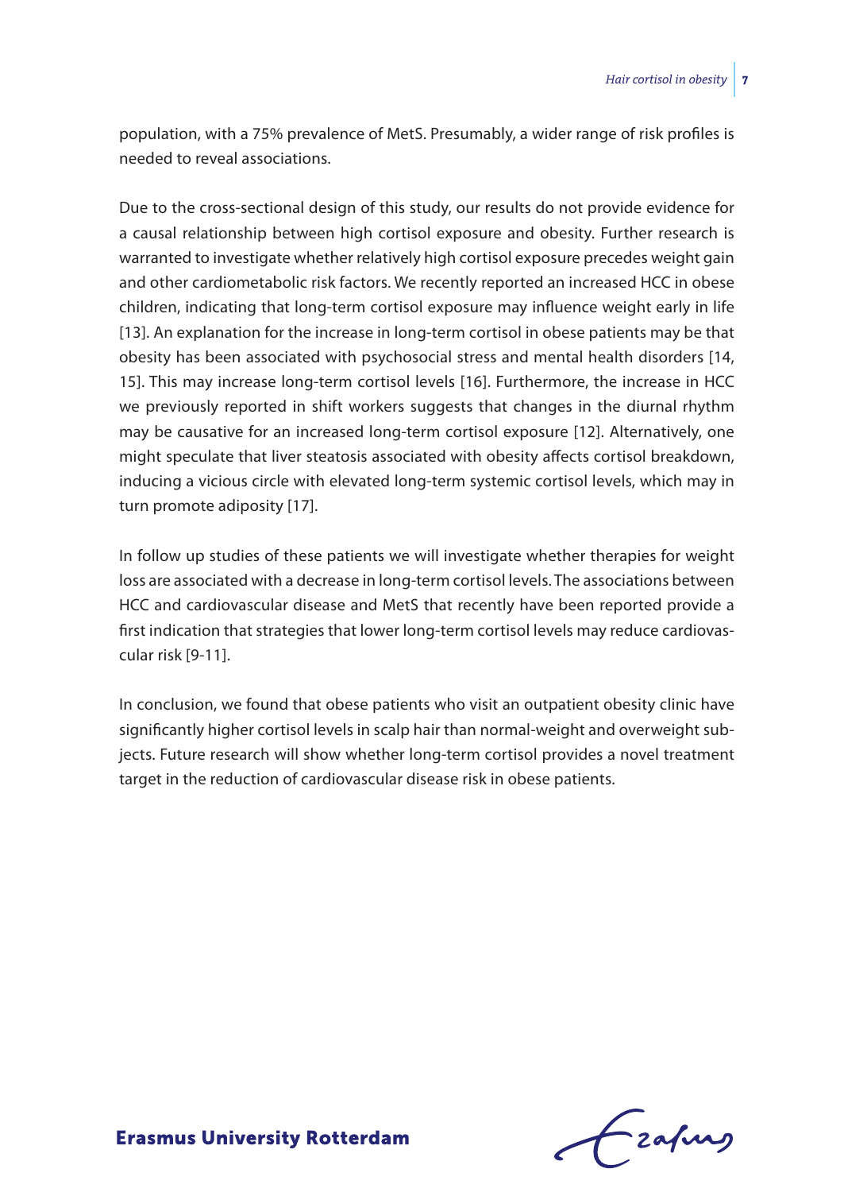population, with a 75% prevalence of MetS. Presumably, a wider range of risk profiles is needed to reveal associations.

Due to the cross-sectional design of this study, our results do not provide evidence for a causal relationship between high cortisol exposure and obesity. Further research is warranted to investigate whether relatively high cortisol exposure precedes weight gain and other cardiometabolic risk factors. We recently reported an increased HCC in obese children, indicating that long-term cortisol exposure may influence weight early in life [13]. An explanation for the increase in long-term cortisol in obese patients may be that obesity has been associated with psychosocial stress and mental health disorders [14, 15]. This may increase long-term cortisol levels [16]. Furthermore, the increase in HCC we previously reported in shift workers suggests that changes in the diurnal rhythm may be causative for an increased long-term cortisol exposure [12]. Alternatively, one might speculate that liver steatosis associated with obesity affects cortisol breakdown, inducing a vicious circle with elevated long-term systemic cortisol levels, which may in turn promote adiposity [17].

In follow up studies of these patients we will investigate whether therapies for weight loss are associated with a decrease in long-term cortisol levels. The associations between HCC and cardiovascular disease and MetS that recently have been reported provide a first indication that strategies that lower long-term cortisol levels may reduce cardiovascular risk [9-11].

In conclusion, we found that obese patients who visit an outpatient obesity clinic have significantly higher cortisol levels in scalp hair than normal-weight and overweight subjects. Future research will show whether long-term cortisol provides a novel treatment target in the reduction of cardiovascular disease risk in obese patients.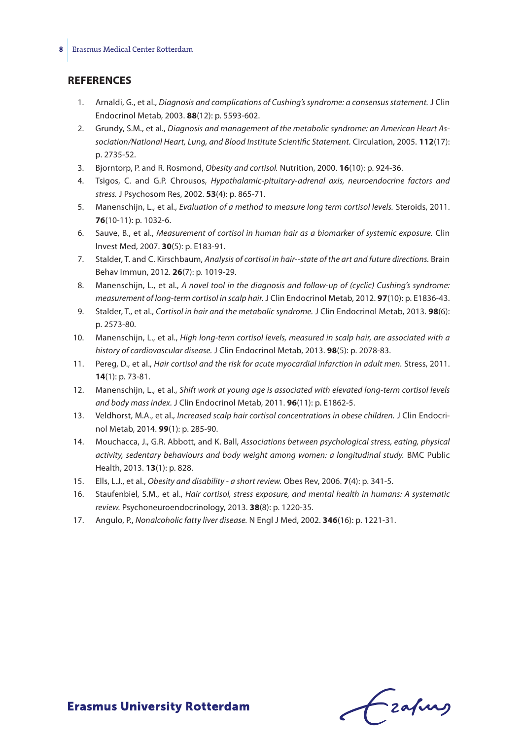## REFERENCES

1. Arnaldi, G., et al., *Diagnosis and complications of Cushing's syndrome: a consensus statement.* J Clin Endocrinol Metab, 2003. **88**(12): p. 5593-602.
2. Grundy, S.M., et al., *Diagnosis and management of the metabolic syndrome: an American Heart Association/National Heart, Lung, and Blood Institute Scientific Statement.* Circulation, 2005. **112**(17): p. 2735-52.
3. Bjorntorp, P. and R. Rosmond, *Obesity and cortisol.* Nutrition, 2000. **16**(10): p. 924-36.
4. Tsigos, C. and G.P. Chrousos, *Hypothalamic-pituitary-adrenal axis, neuroendocrine factors and stress.* J Psychosom Res, 2002. **53**(4): p. 865-71.
5. Manenschijn, L., et al., *Evaluation of a method to measure long term cortisol levels.* Steroids, 2011. **76**(10-11): p. 1032-6.
6. Sauve, B., et al., *Measurement of cortisol in human hair as a biomarker of systemic exposure.* Clin Invest Med, 2007. **30**(5): p. E183-91.
7. Stalder, T. and C. Kirschbaum, *Analysis of cortisol in hair--state of the art and future directions.* Brain Behav Immun, 2012. **26**(7): p. 1019-29.
8. Manenschijn, L., et al., *A novel tool in the diagnosis and follow-up of (cyclic) Cushing's syndrome: measurement of long-term cortisol in scalp hair.* J Clin Endocrinol Metab, 2012. **97**(10): p. E1836-43.
9. Stalder, T., et al., *Cortisol in hair and the metabolic syndrome.* J Clin Endocrinol Metab, 2013. **98**(6): p. 2573-80.
10. Manenschijn, L., et al., *High long-term cortisol levels, measured in scalp hair, are associated with a history of cardiovascular disease.* J Clin Endocrinol Metab, 2013. **98**(5): p. 2078-83.
11. Pereg, D., et al., *Hair cortisol and the risk for acute myocardial infarction in adult men.* Stress, 2011. **14**(1): p. 73-81.
12. Manenschijn, L., et al., *Shift work at young age is associated with elevated long-term cortisol levels and body mass index.* J Clin Endocrinol Metab, 2011. **96**(11): p. E1862-5.
13. Veldhorst, M.A., et al., *Increased scalp hair cortisol concentrations in obese children.* J Clin Endocrinol Metab, 2014. **99**(1): p. 285-90.
14. Mouchacca, J., G.R. Abbott, and K. Ball, *Associations between psychological stress, eating, physical activity, sedentary behaviours and body weight among women: a longitudinal study.* BMC Public Health, 2013. **13**(1): p. 828.
15. Ells, L.J., et al., *Obesity and disability - a short review.* Obes Rev, 2006. **7**(4): p. 341-5.
16. Staufenbiel, S.M., et al., *Hair cortisol, stress exposure, and mental health in humans: A systematic review.* Psychoneuroendocrinology, 2013. **38**(8): p. 1220-35.
17. Angulo, P., *Nonalcoholic fatty liver disease.* N Engl J Med, 2002. **346**(16): p. 1221-31.